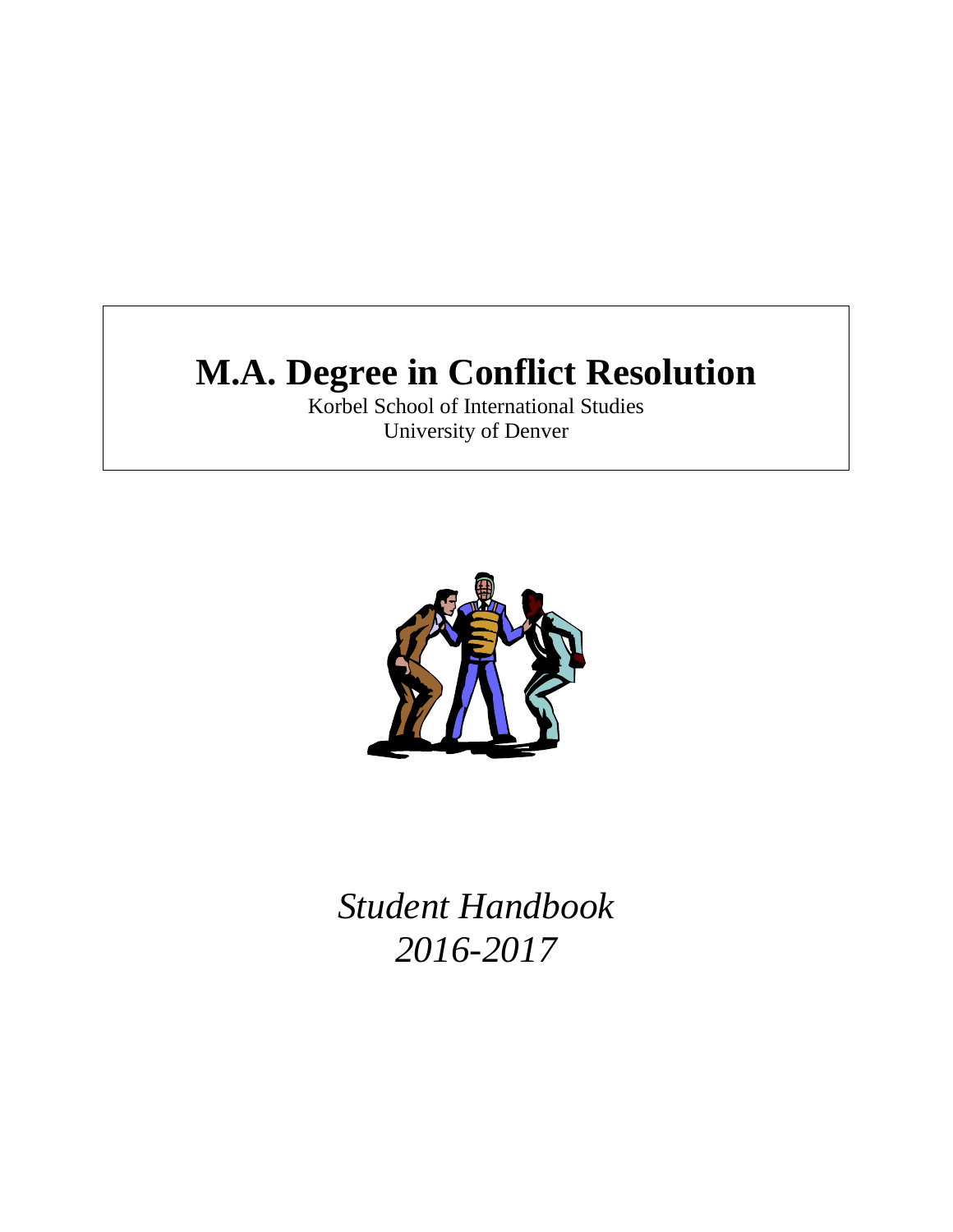# M.A. Degree in Conflict Resolution

Korbel School of International Studies
University of Denver

*Student Handbook*
*2016-2017*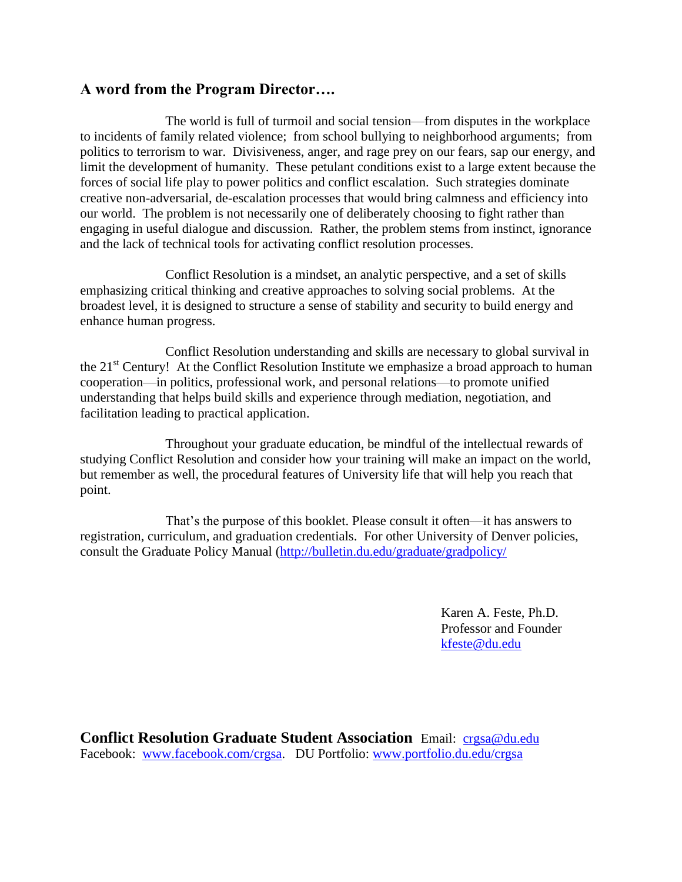## A word from the Program Director….

The world is full of turmoil and social tension—from disputes in the workplace to incidents of family related violence; from school bullying to neighborhood arguments; from politics to terrorism to war. Divisiveness, anger, and rage prey on our fears, sap our energy, and limit the development of humanity. These petulant conditions exist to a large extent because the forces of social life play to power politics and conflict escalation. Such strategies dominate creative non-adversarial, de-escalation processes that would bring calmness and efficiency into our world. The problem is not necessarily one of deliberately choosing to fight rather than engaging in useful dialogue and discussion. Rather, the problem stems from instinct, ignorance and the lack of technical tools for activating conflict resolution processes.

Conflict Resolution is a mindset, an analytic perspective, and a set of skills emphasizing critical thinking and creative approaches to solving social problems. At the broadest level, it is designed to structure a sense of stability and security to build energy and enhance human progress.

Conflict Resolution understanding and skills are necessary to global survival in the 21st Century! At the Conflict Resolution Institute we emphasize a broad approach to human cooperation—in politics, professional work, and personal relations—to promote unified understanding that helps build skills and experience through mediation, negotiation, and facilitation leading to practical application.

Throughout your graduate education, be mindful of the intellectual rewards of studying Conflict Resolution and consider how your training will make an impact on the world, but remember as well, the procedural features of University life that will help you reach that point.

That's the purpose of this booklet. Please consult it often—it has answers to registration, curriculum, and graduation credentials. For other University of Denver policies, consult the Graduate Policy Manual (http://bulletin.du.edu/graduate/gradpolicy/

Karen A. Feste, Ph.D.
Professor and Founder
kfeste@du.edu

**Conflict Resolution Graduate Student Association** Email: crgsa@du.edu
Facebook: www.facebook.com/crgsa. DU Portfolio: www.portfolio.du.edu/crgsa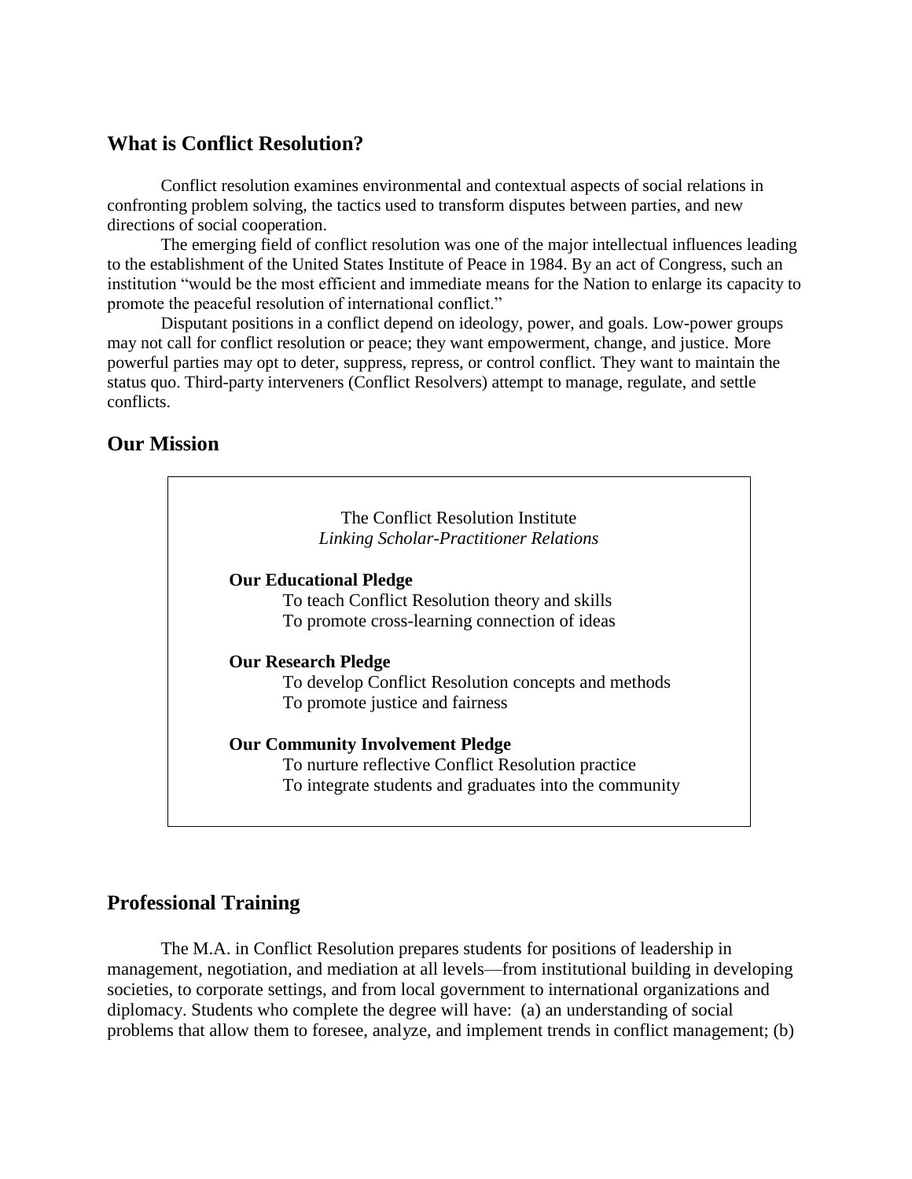## What is Conflict Resolution?

Conflict resolution examines environmental and contextual aspects of social relations in confronting problem solving, the tactics used to transform disputes between parties, and new directions of social cooperation.

The emerging field of conflict resolution was one of the major intellectual influences leading to the establishment of the United States Institute of Peace in 1984. By an act of Congress, such an institution "would be the most efficient and immediate means for the Nation to enlarge its capacity to promote the peaceful resolution of international conflict."

Disputant positions in a conflict depend on ideology, power, and goals. Low-power groups may not call for conflict resolution or peace; they want empowerment, change, and justice. More powerful parties may opt to deter, suppress, repress, or control conflict. They want to maintain the status quo. Third-party interveners (Conflict Resolvers) attempt to manage, regulate, and settle conflicts.

## Our Mission

The Conflict Resolution Institute
*Linking Scholar-Practitioner Relations*

**Our Educational Pledge**

To teach Conflict Resolution theory and skills
To promote cross-learning connection of ideas

**Our Research Pledge**

To develop Conflict Resolution concepts and methods
To promote justice and fairness

**Our Community Involvement Pledge**

To nurture reflective Conflict Resolution practice
To integrate students and graduates into the community

## Professional Training

The M.A. in Conflict Resolution prepares students for positions of leadership in management, negotiation, and mediation at all levels—from institutional building in developing societies, to corporate settings, and from local government to international organizations and diplomacy. Students who complete the degree will have: (a) an understanding of social problems that allow them to foresee, analyze, and implement trends in conflict management; (b)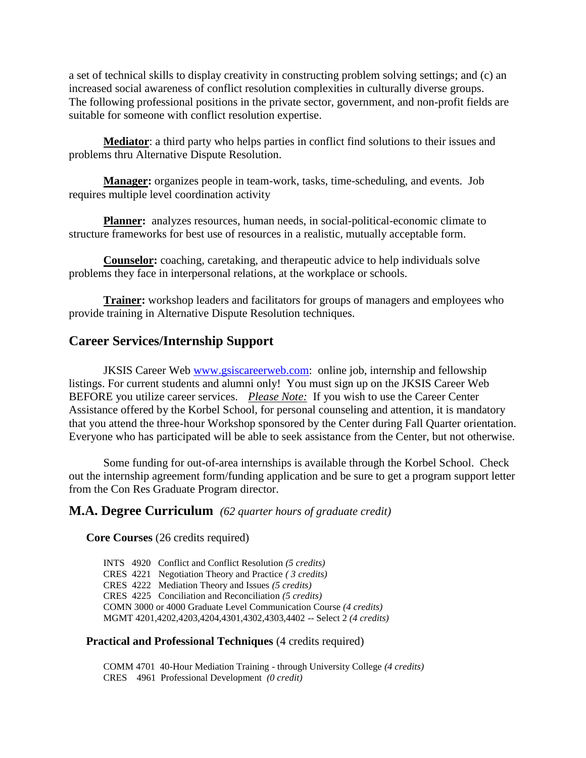a set of technical skills to display creativity in constructing problem solving settings; and (c) an increased social awareness of conflict resolution complexities in culturally diverse groups. The following professional positions in the private sector, government, and non-profit fields are suitable for someone with conflict resolution expertise.

**Mediator**: a third party who helps parties in conflict find solutions to their issues and problems thru Alternative Dispute Resolution.

**Manager:** organizes people in team-work, tasks, time-scheduling, and events. Job requires multiple level coordination activity

**Planner:** analyzes resources, human needs, in social-political-economic climate to structure frameworks for best use of resources in a realistic, mutually acceptable form.

**Counselor:** coaching, caretaking, and therapeutic advice to help individuals solve problems they face in interpersonal relations, at the workplace or schools.

**Trainer:** workshop leaders and facilitators for groups of managers and employees who provide training in Alternative Dispute Resolution techniques.

## Career Services/Internship Support

JKSIS Career Web www.gsiscareerweb.com: online job, internship and fellowship listings. For current students and alumni only! You must sign up on the JKSIS Career Web BEFORE you utilize career services. *Please Note:* If you wish to use the Career Center Assistance offered by the Korbel School, for personal counseling and attention, it is mandatory that you attend the three-hour Workshop sponsored by the Center during Fall Quarter orientation. Everyone who has participated will be able to seek assistance from the Center, but not otherwise.

Some funding for out-of-area internships is available through the Korbel School. Check out the internship agreement form/funding application and be sure to get a program support letter from the Con Res Graduate Program director.

## M.A. Degree Curriculum *(62 quarter hours of graduate credit)*

**Core Courses** (26 credits required)

INTS 4920 Conflict and Conflict Resolution *(5 credits)*
CRES 4221 Negotiation Theory and Practice *( 3 credits)*
CRES 4222 Mediation Theory and Issues *(5 credits)*
CRES 4225 Conciliation and Reconciliation *(5 credits)*
COMN 3000 or 4000 Graduate Level Communication Course *(4 credits)*
MGMT 4201,4202,4203,4204,4301,4302,4303,4402 -- Select 2 *(4 credits)*

**Practical and Professional Techniques** (4 credits required)

COMM 4701 40-Hour Mediation Training - through University College *(4 credits)*
CRES 4961 Professional Development *(0 credit)*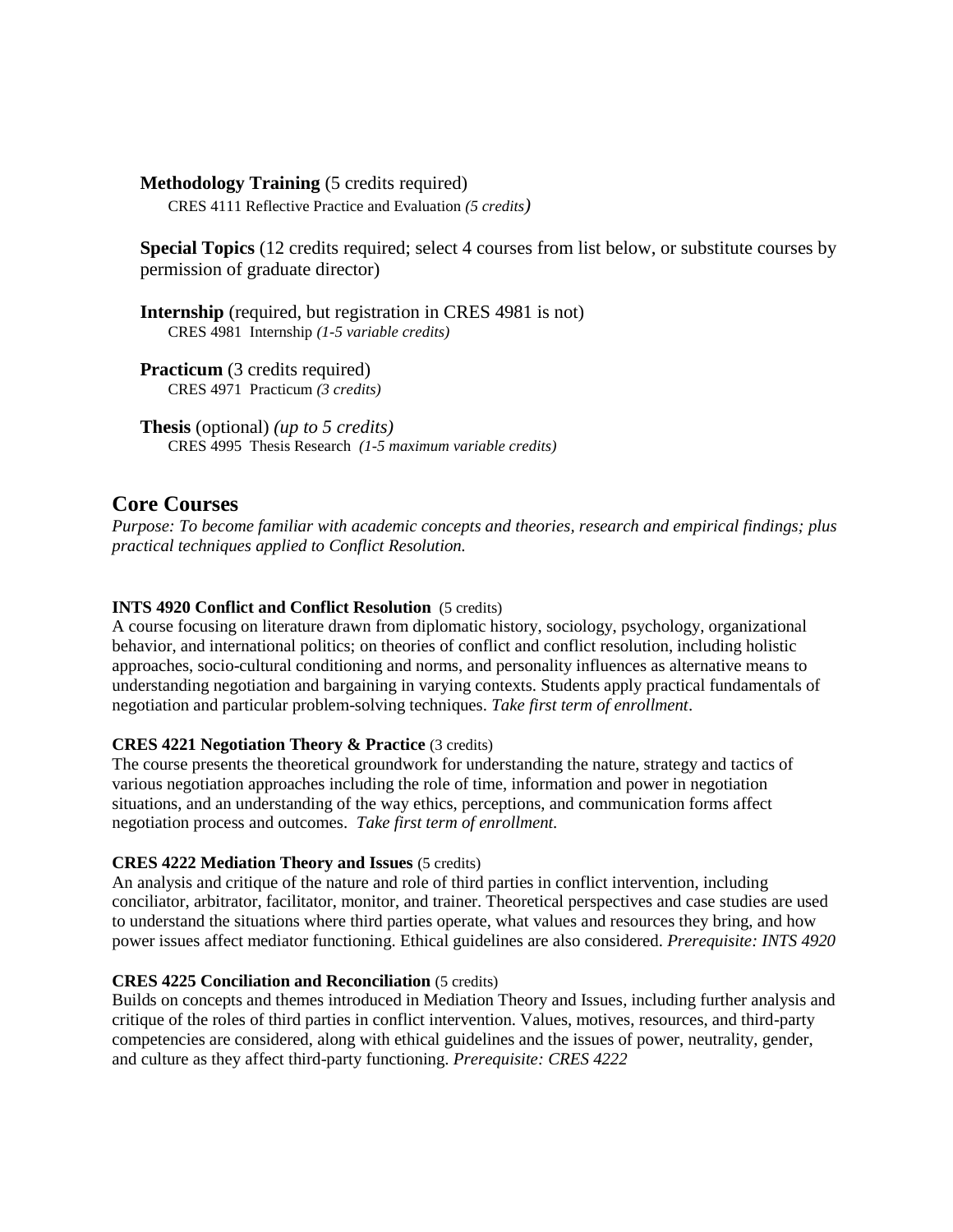**Methodology Training** (5 credits required)

CRES 4111 Reflective Practice and Evaluation *(5 credits)*

**Special Topics** (12 credits required; select 4 courses from list below, or substitute courses by permission of graduate director)

**Internship** (required, but registration in CRES 4981 is not)

CRES 4981 Internship *(1-5 variable credits)*

**Practicum** (3 credits required)

CRES 4971 Practicum *(3 credits)*

**Thesis** (optional) *(up to 5 credits)*

CRES 4995 Thesis Research *(1-5 maximum variable credits)*

## Core Courses

*Purpose: To become familiar with academic concepts and theories, research and empirical findings; plus practical techniques applied to Conflict Resolution.*

**INTS 4920 Conflict and Conflict Resolution** (5 credits)

A course focusing on literature drawn from diplomatic history, sociology, psychology, organizational behavior, and international politics; on theories of conflict and conflict resolution, including holistic approaches, socio-cultural conditioning and norms, and personality influences as alternative means to understanding negotiation and bargaining in varying contexts. Students apply practical fundamentals of negotiation and particular problem-solving techniques. *Take first term of enrollment*.

**CRES 4221 Negotiation Theory & Practice** (3 credits)

The course presents the theoretical groundwork for understanding the nature, strategy and tactics of various negotiation approaches including the role of time, information and power in negotiation situations, and an understanding of the way ethics, perceptions, and communication forms affect negotiation process and outcomes. *Take first term of enrollment.*

**CRES 4222 Mediation Theory and Issues** (5 credits)

An analysis and critique of the nature and role of third parties in conflict intervention, including conciliator, arbitrator, facilitator, monitor, and trainer. Theoretical perspectives and case studies are used to understand the situations where third parties operate, what values and resources they bring, and how power issues affect mediator functioning. Ethical guidelines are also considered. *Prerequisite: INTS 4920*

**CRES 4225 Conciliation and Reconciliation** (5 credits)

Builds on concepts and themes introduced in Mediation Theory and Issues, including further analysis and critique of the roles of third parties in conflict intervention. Values, motives, resources, and third-party competencies are considered, along with ethical guidelines and the issues of power, neutrality, gender, and culture as they affect third-party functioning. *Prerequisite: CRES 4222*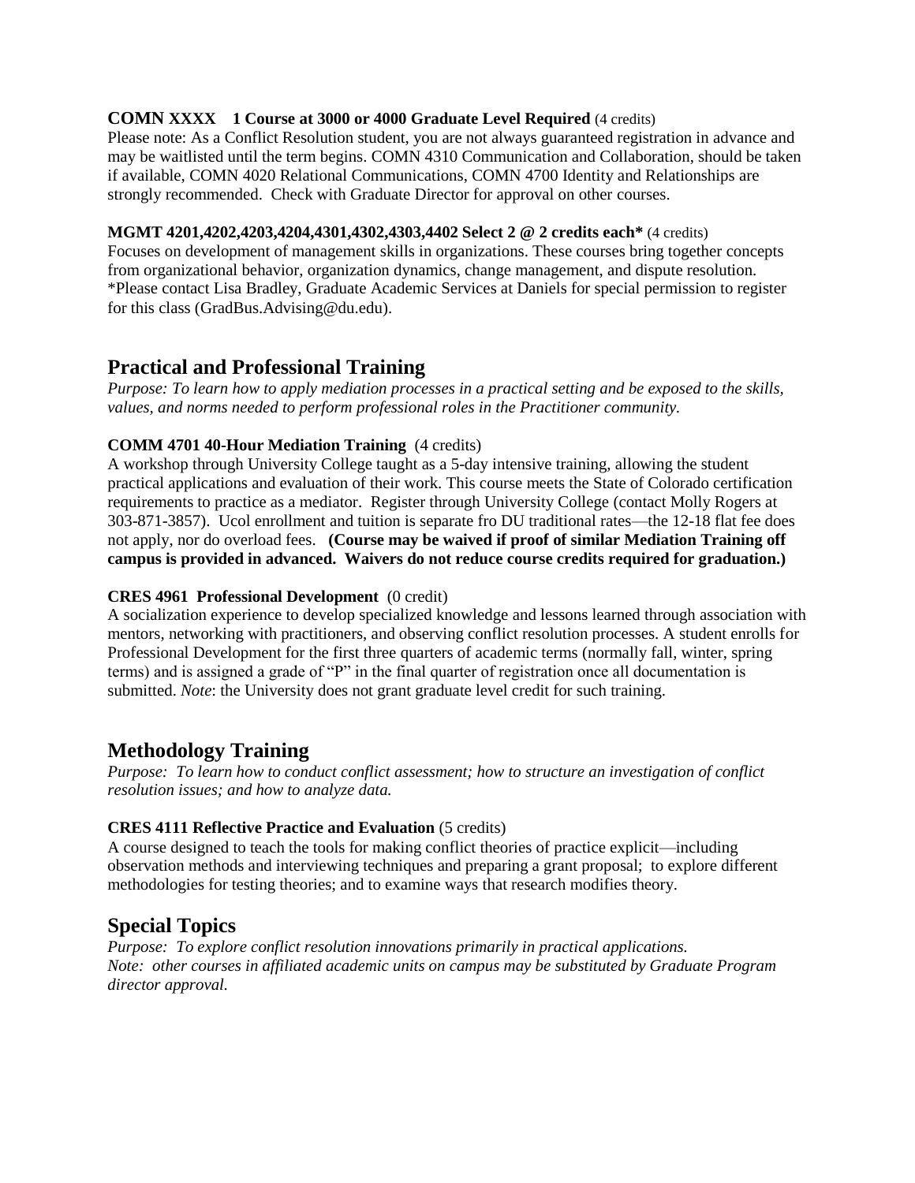**COMN XXXX 1 Course at 3000 or 4000 Graduate Level Required** (4 credits)
Please note: As a Conflict Resolution student, you are not always guaranteed registration in advance and may be waitlisted until the term begins. COMN 4310 Communication and Collaboration, should be taken if available, COMN 4020 Relational Communications, COMN 4700 Identity and Relationships are strongly recommended. Check with Graduate Director for approval on other courses.

**MGMT 4201,4202,4203,4204,4301,4302,4303,4402 Select 2 @ 2 credits each*** (4 credits)
Focuses on development of management skills in organizations. These courses bring together concepts from organizational behavior, organization dynamics, change management, and dispute resolution.
*Please contact Lisa Bradley, Graduate Academic Services at Daniels for special permission to register for this class (GradBus.Advising@du.edu).

## Practical and Professional Training

*Purpose: To learn how to apply mediation processes in a practical setting and be exposed to the skills, values, and norms needed to perform professional roles in the Practitioner community.*

**COMM 4701 40-Hour Mediation Training** (4 credits)
A workshop through University College taught as a 5-day intensive training, allowing the student practical applications and evaluation of their work. This course meets the State of Colorado certification requirements to practice as a mediator. Register through University College (contact Molly Rogers at 303-871-3857). Ucol enrollment and tuition is separate fro DU traditional rates—the 12-18 flat fee does not apply, nor do overload fees. **(Course may be waived if proof of similar Mediation Training off campus is provided in advanced. Waivers do not reduce course credits required for graduation.)**

**CRES 4961 Professional Development** (0 credit)
A socialization experience to develop specialized knowledge and lessons learned through association with mentors, networking with practitioners, and observing conflict resolution processes. A student enrolls for Professional Development for the first three quarters of academic terms (normally fall, winter, spring terms) and is assigned a grade of "P" in the final quarter of registration once all documentation is submitted. *Note*: the University does not grant graduate level credit for such training.

## Methodology Training

*Purpose: To learn how to conduct conflict assessment; how to structure an investigation of conflict resolution issues; and how to analyze data.*

**CRES 4111 Reflective Practice and Evaluation** (5 credits)
A course designed to teach the tools for making conflict theories of practice explicit—including observation methods and interviewing techniques and preparing a grant proposal; to explore different methodologies for testing theories; and to examine ways that research modifies theory.

## Special Topics

*Purpose: To explore conflict resolution innovations primarily in practical applications.*
*Note: other courses in affiliated academic units on campus may be substituted by Graduate Program director approval.*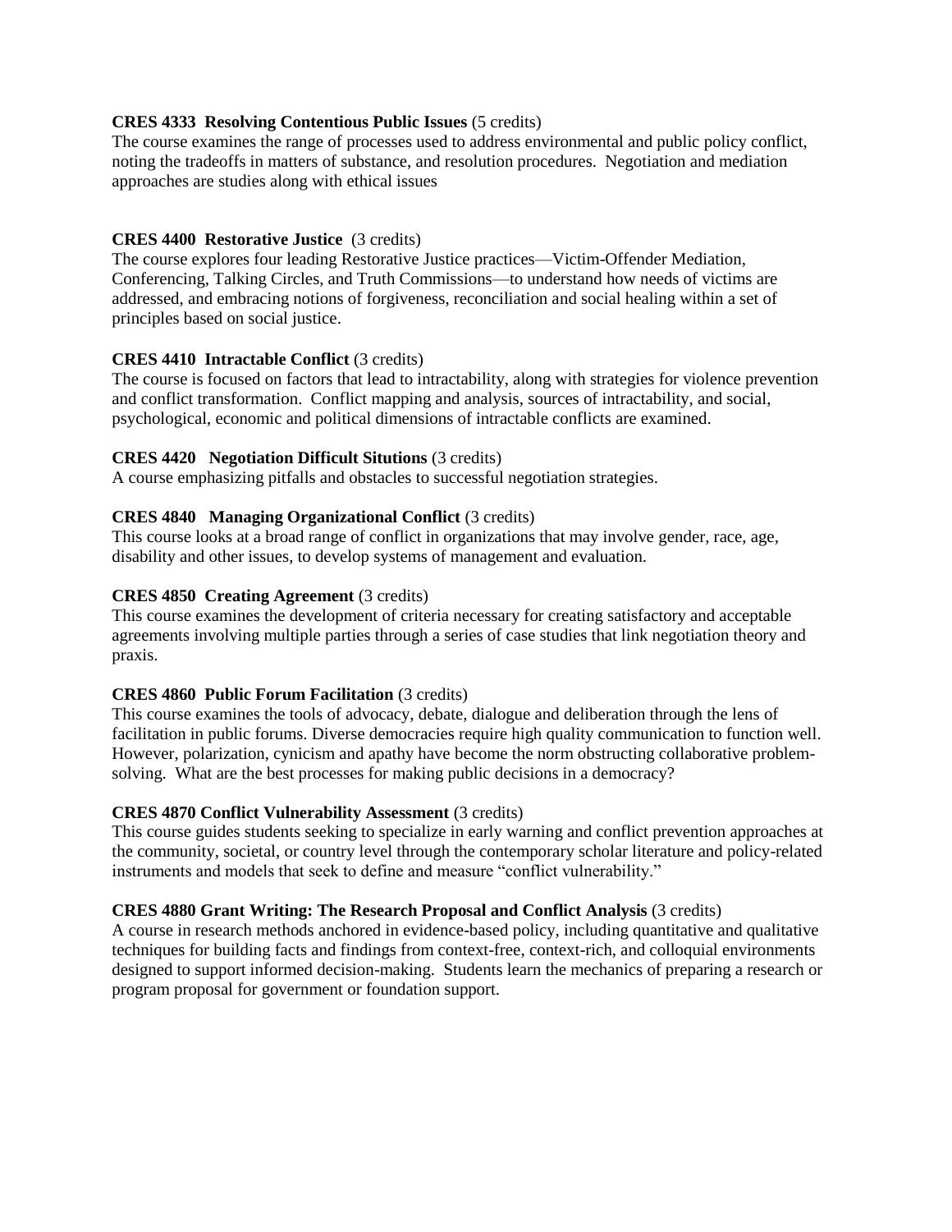**CRES 4333 Resolving Contentious Public Issues** (5 credits)
The course examines the range of processes used to address environmental and public policy conflict, noting the tradeoffs in matters of substance, and resolution procedures. Negotiation and mediation approaches are studies along with ethical issues

**CRES 4400 Restorative Justice** (3 credits)
The course explores four leading Restorative Justice practices—Victim-Offender Mediation, Conferencing, Talking Circles, and Truth Commissions—to understand how needs of victims are addressed, and embracing notions of forgiveness, reconciliation and social healing within a set of principles based on social justice.

**CRES 4410 Intractable Conflict** (3 credits)
The course is focused on factors that lead to intractability, along with strategies for violence prevention and conflict transformation. Conflict mapping and analysis, sources of intractability, and social, psychological, economic and political dimensions of intractable conflicts are examined.

**CRES 4420 Negotiation Difficult Situtions** (3 credits)
A course emphasizing pitfalls and obstacles to successful negotiation strategies.

**CRES 4840 Managing Organizational Conflict** (3 credits)
This course looks at a broad range of conflict in organizations that may involve gender, race, age, disability and other issues, to develop systems of management and evaluation.

**CRES 4850 Creating Agreement** (3 credits)
This course examines the development of criteria necessary for creating satisfactory and acceptable agreements involving multiple parties through a series of case studies that link negotiation theory and praxis.

**CRES 4860 Public Forum Facilitation** (3 credits)
This course examines the tools of advocacy, debate, dialogue and deliberation through the lens of facilitation in public forums. Diverse democracies require high quality communication to function well. However, polarization, cynicism and apathy have become the norm obstructing collaborative problem-solving. What are the best processes for making public decisions in a democracy?

**CRES 4870 Conflict Vulnerability Assessment** (3 credits)
This course guides students seeking to specialize in early warning and conflict prevention approaches at the community, societal, or country level through the contemporary scholar literature and policy-related instruments and models that seek to define and measure "conflict vulnerability."

**CRES 4880 Grant Writing: The Research Proposal and Conflict Analysis** (3 credits)
A course in research methods anchored in evidence-based policy, including quantitative and qualitative techniques for building facts and findings from context-free, context-rich, and colloquial environments designed to support informed decision-making. Students learn the mechanics of preparing a research or program proposal for government or foundation support.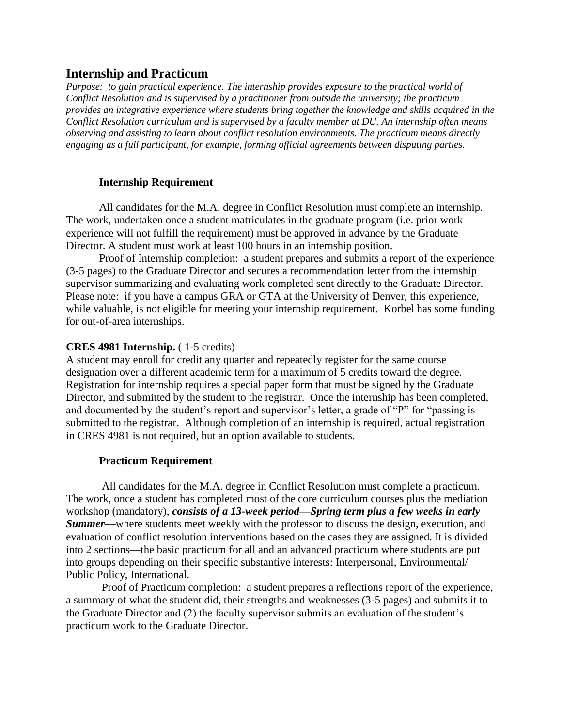## Internship and Practicum

*Purpose: to gain practical experience. The internship provides exposure to the practical world of Conflict Resolution and is supervised by a practitioner from outside the university; the practicum provides an integrative experience where students bring together the knowledge and skills acquired in the Conflict Resolution curriculum and is supervised by a faculty member at DU. An internship often means observing and assisting to learn about conflict resolution environments. The practicum means directly engaging as a full participant, for example, forming official agreements between disputing parties.*

### Internship Requirement

All candidates for the M.A. degree in Conflict Resolution must complete an internship. The work, undertaken once a student matriculates in the graduate program (i.e. prior work experience will not fulfill the requirement) must be approved in advance by the Graduate Director. A student must work at least 100 hours in an internship position.

Proof of Internship completion: a student prepares and submits a report of the experience (3-5 pages) to the Graduate Director and secures a recommendation letter from the internship supervisor summarizing and evaluating work completed sent directly to the Graduate Director. Please note: if you have a campus GRA or GTA at the University of Denver, this experience, while valuable, is not eligible for meeting your internship requirement. Korbel has some funding for out-of-area internships.

**CRES 4981 Internship.** ( 1-5 credits)

A student may enroll for credit any quarter and repeatedly register for the same course designation over a different academic term for a maximum of 5 credits toward the degree. Registration for internship requires a special paper form that must be signed by the Graduate Director, and submitted by the student to the registrar. Once the internship has been completed, and documented by the student's report and supervisor's letter, a grade of "P" for "passing is submitted to the registrar. Although completion of an internship is required, actual registration in CRES 4981 is not required, but an option available to students.

### Practicum Requirement

All candidates for the M.A. degree in Conflict Resolution must complete a practicum. The work, once a student has completed most of the core curriculum courses plus the mediation workshop (mandatory), ***consists of a 13-week period—Spring term plus a few weeks in early Summer***—where students meet weekly with the professor to discuss the design, execution, and evaluation of conflict resolution interventions based on the cases they are assigned. It is divided into 2 sections—the basic practicum for all and an advanced practicum where students are put into groups depending on their specific substantive interests: Interpersonal, Environmental/ Public Policy, International.

Proof of Practicum completion: a student prepares a reflections report of the experience, a summary of what the student did, their strengths and weaknesses (3-5 pages) and submits it to the Graduate Director and (2) the faculty supervisor submits an evaluation of the student's practicum work to the Graduate Director.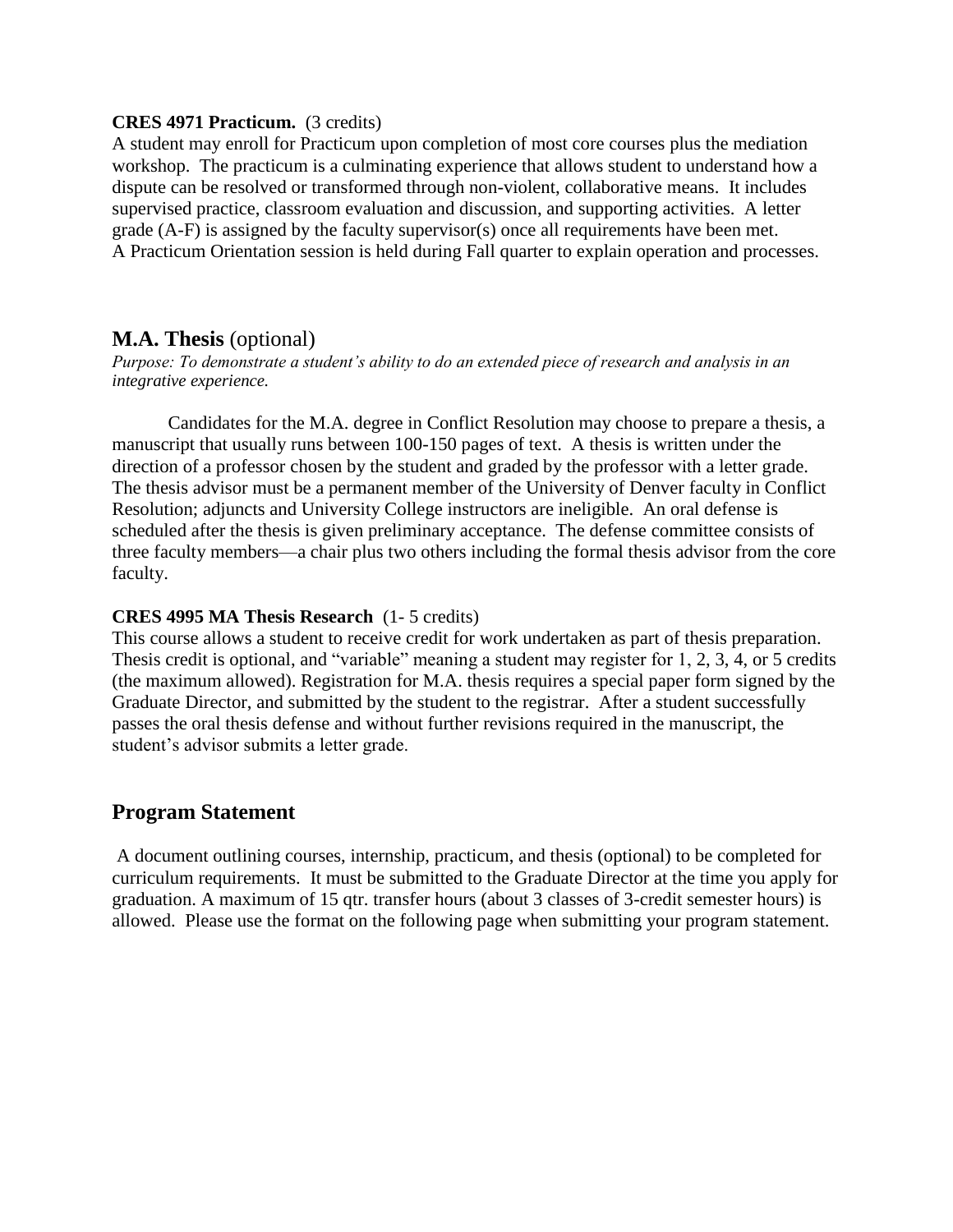**CRES 4971 Practicum.** (3 credits)
A student may enroll for Practicum upon completion of most core courses plus the mediation workshop. The practicum is a culminating experience that allows student to understand how a dispute can be resolved or transformed through non-violent, collaborative means. It includes supervised practice, classroom evaluation and discussion, and supporting activities. A letter grade (A-F) is assigned by the faculty supervisor(s) once all requirements have been met. A Practicum Orientation session is held during Fall quarter to explain operation and processes.

## **M.A. Thesis** (optional)

*Purpose: To demonstrate a student's ability to do an extended piece of research and analysis in an integrative experience.*

Candidates for the M.A. degree in Conflict Resolution may choose to prepare a thesis, a manuscript that usually runs between 100-150 pages of text. A thesis is written under the direction of a professor chosen by the student and graded by the professor with a letter grade. The thesis advisor must be a permanent member of the University of Denver faculty in Conflict Resolution; adjuncts and University College instructors are ineligible. An oral defense is scheduled after the thesis is given preliminary acceptance. The defense committee consists of three faculty members—a chair plus two others including the formal thesis advisor from the core faculty.

**CRES 4995 MA Thesis Research** (1- 5 credits)
This course allows a student to receive credit for work undertaken as part of thesis preparation. Thesis credit is optional, and "variable" meaning a student may register for 1, 2, 3, 4, or 5 credits (the maximum allowed). Registration for M.A. thesis requires a special paper form signed by the Graduate Director, and submitted by the student to the registrar. After a student successfully passes the oral thesis defense and without further revisions required in the manuscript, the student's advisor submits a letter grade.

## **Program Statement**

A document outlining courses, internship, practicum, and thesis (optional) to be completed for curriculum requirements. It must be submitted to the Graduate Director at the time you apply for graduation. A maximum of 15 qtr. transfer hours (about 3 classes of 3-credit semester hours) is allowed. Please use the format on the following page when submitting your program statement.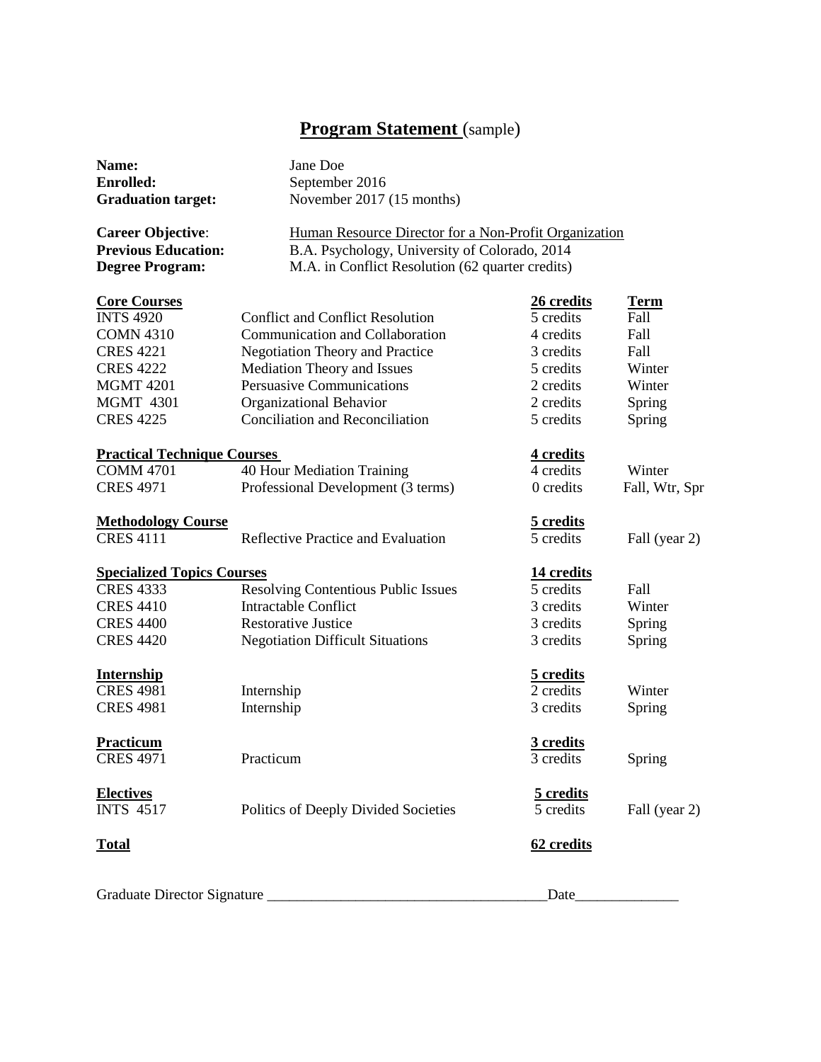# **Program Statement** (sample)

**Name:** Jane Doe
**Enrolled:** September 2016
**Graduation target:** November 2017 (15 months)

**Career Objective**: Human Resource Director for a Non-Profit Organization
**Previous Education:** B.A. Psychology, University of Colorado, 2014
**Degree Program:** M.A. in Conflict Resolution (62 quarter credits)

| **Core Courses** | | **26 credits** | **Term** |
|---|---|---|---|
| INTS 4920 | Conflict and Conflict Resolution | 5 credits | Fall |
| COMN 4310 | Communication and Collaboration | 4 credits | Fall |
| CRES 4221 | Negotiation Theory and Practice | 3 credits | Fall |
| CRES 4222 | Mediation Theory and Issues | 5 credits | Winter |
| MGMT 4201 | Persuasive Communications | 2 credits | Winter |
| MGMT 4301 | Organizational Behavior | 2 credits | Spring |
| CRES 4225 | Conciliation and Reconciliation | 5 credits | Spring |
| **Practical Technique Courses** | | **4 credits** | |
| COMM 4701 | 40 Hour Mediation Training | 4 credits | Winter |
| CRES 4971 | Professional Development (3 terms) | 0 credits | Fall, Wtr, Spr |
| **Methodology Course** | | **5 credits** | |
| CRES 4111 | Reflective Practice and Evaluation | 5 credits | Fall (year 2) |
| **Specialized Topics Courses** | | **14 credits** | |
| CRES 4333 | Resolving Contentious Public Issues | 5 credits | Fall |
| CRES 4410 | Intractable Conflict | 3 credits | Winter |
| CRES 4400 | Restorative Justice | 3 credits | Spring |
| CRES 4420 | Negotiation Difficult Situations | 3 credits | Spring |
| **Internship** | | **5 credits** | |
| CRES 4981 | Internship | 2 credits | Winter |
| CRES 4981 | Internship | 3 credits | Spring |
| **Practicum** | | **3 credits** | |
| CRES 4971 | Practicum | 3 credits | Spring |
| **Electives** | | **5 credits** | |
| INTS 4517 | Politics of Deeply Divided Societies | 5 credits | Fall (year 2) |
| **Total** | | **62 credits** | |

Graduate Director Signature ______________________________________Date______________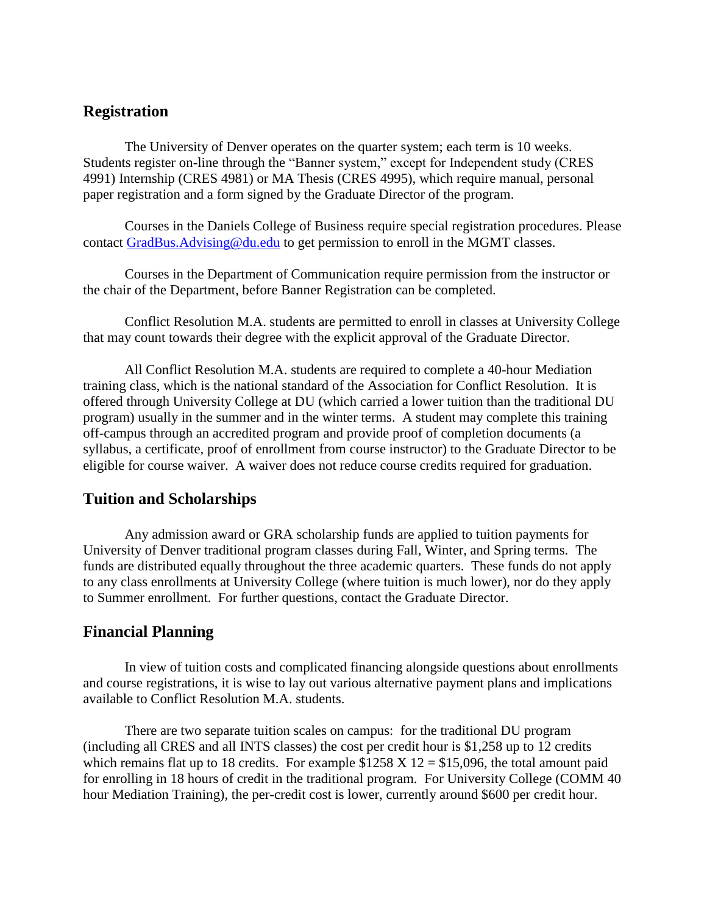## Registration

The University of Denver operates on the quarter system; each term is 10 weeks. Students register on-line through the "Banner system," except for Independent study (CRES 4991) Internship (CRES 4981) or MA Thesis (CRES 4995), which require manual, personal paper registration and a form signed by the Graduate Director of the program.

Courses in the Daniels College of Business require special registration procedures. Please contact GradBus.Advising@du.edu to get permission to enroll in the MGMT classes.

Courses in the Department of Communication require permission from the instructor or the chair of the Department, before Banner Registration can be completed.

Conflict Resolution M.A. students are permitted to enroll in classes at University College that may count towards their degree with the explicit approval of the Graduate Director.

All Conflict Resolution M.A. students are required to complete a 40-hour Mediation training class, which is the national standard of the Association for Conflict Resolution. It is offered through University College at DU (which carried a lower tuition than the traditional DU program) usually in the summer and in the winter terms. A student may complete this training off-campus through an accredited program and provide proof of completion documents (a syllabus, a certificate, proof of enrollment from course instructor) to the Graduate Director to be eligible for course waiver. A waiver does not reduce course credits required for graduation.

## Tuition and Scholarships

Any admission award or GRA scholarship funds are applied to tuition payments for University of Denver traditional program classes during Fall, Winter, and Spring terms. The funds are distributed equally throughout the three academic quarters. These funds do not apply to any class enrollments at University College (where tuition is much lower), nor do they apply to Summer enrollment. For further questions, contact the Graduate Director.

## Financial Planning

In view of tuition costs and complicated financing alongside questions about enrollments and course registrations, it is wise to lay out various alternative payment plans and implications available to Conflict Resolution M.A. students.

There are two separate tuition scales on campus: for the traditional DU program (including all CRES and all INTS classes) the cost per credit hour is $1,258 up to 12 credits which remains flat up to 18 credits. For example $1258 X 12 = $15,096, the total amount paid for enrolling in 18 hours of credit in the traditional program. For University College (COMM 40 hour Mediation Training), the per-credit cost is lower, currently around $600 per credit hour.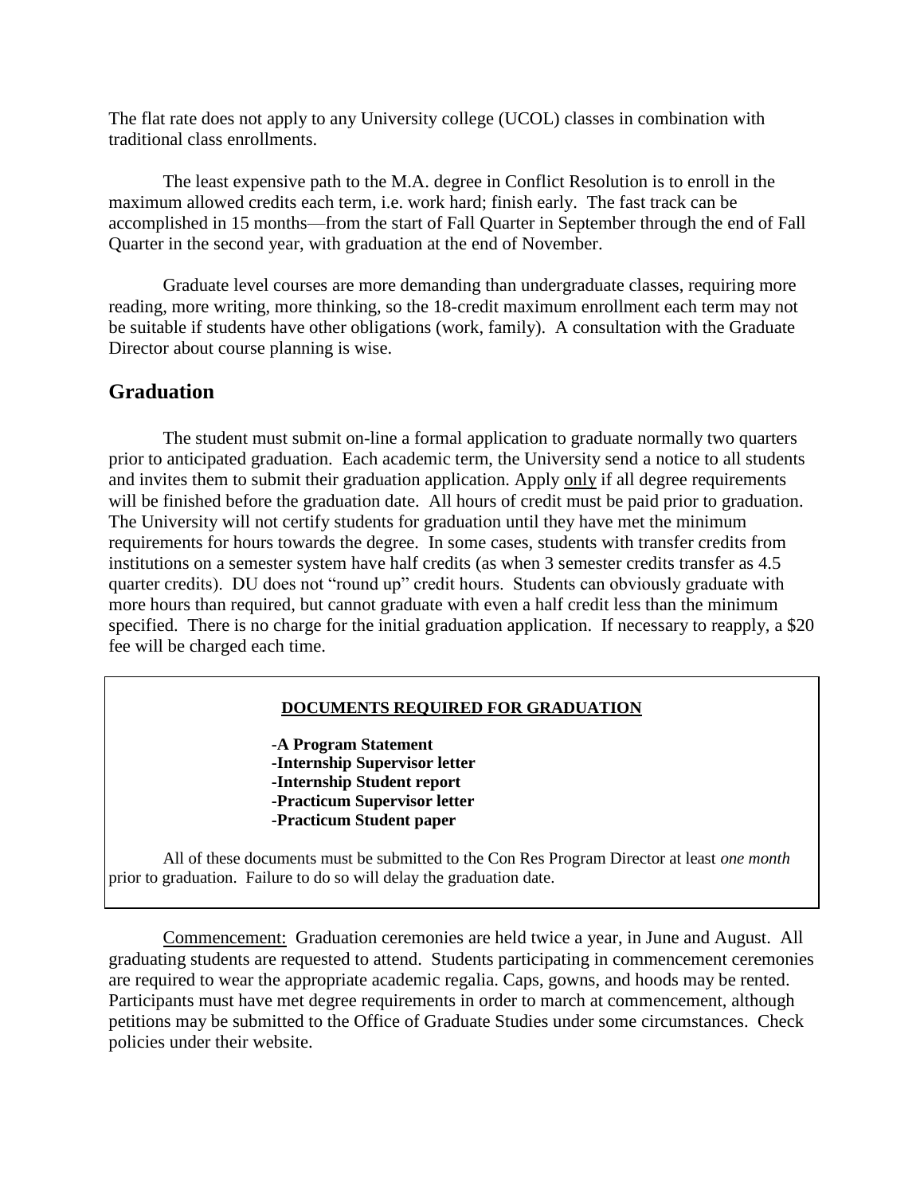The flat rate does not apply to any University college (UCOL) classes in combination with traditional class enrollments.

The least expensive path to the M.A. degree in Conflict Resolution is to enroll in the maximum allowed credits each term, i.e. work hard; finish early. The fast track can be accomplished in 15 months—from the start of Fall Quarter in September through the end of Fall Quarter in the second year, with graduation at the end of November.

Graduate level courses are more demanding than undergraduate classes, requiring more reading, more writing, more thinking, so the 18-credit maximum enrollment each term may not be suitable if students have other obligations (work, family). A consultation with the Graduate Director about course planning is wise.

## Graduation

The student must submit on-line a formal application to graduate normally two quarters prior to anticipated graduation. Each academic term, the University send a notice to all students and invites them to submit their graduation application. Apply only if all degree requirements will be finished before the graduation date. All hours of credit must be paid prior to graduation. The University will not certify students for graduation until they have met the minimum requirements for hours towards the degree. In some cases, students with transfer credits from institutions on a semester system have half credits (as when 3 semester credits transfer as 4.5 quarter credits). DU does not "round up" credit hours. Students can obviously graduate with more hours than required, but cannot graduate with even a half credit less than the minimum specified. There is no charge for the initial graduation application. If necessary to reapply, a $20 fee will be charged each time.

**DOCUMENTS REQUIRED FOR GRADUATION**

**-A Program Statement**
**-Internship Supervisor letter**
**-Internship Student report**
**-Practicum Supervisor letter**
**-Practicum Student paper**

All of these documents must be submitted to the Con Res Program Director at least *one month* prior to graduation. Failure to do so will delay the graduation date.

Commencement: Graduation ceremonies are held twice a year, in June and August. All graduating students are requested to attend. Students participating in commencement ceremonies are required to wear the appropriate academic regalia. Caps, gowns, and hoods may be rented. Participants must have met degree requirements in order to march at commencement, although petitions may be submitted to the Office of Graduate Studies under some circumstances. Check policies under their website.